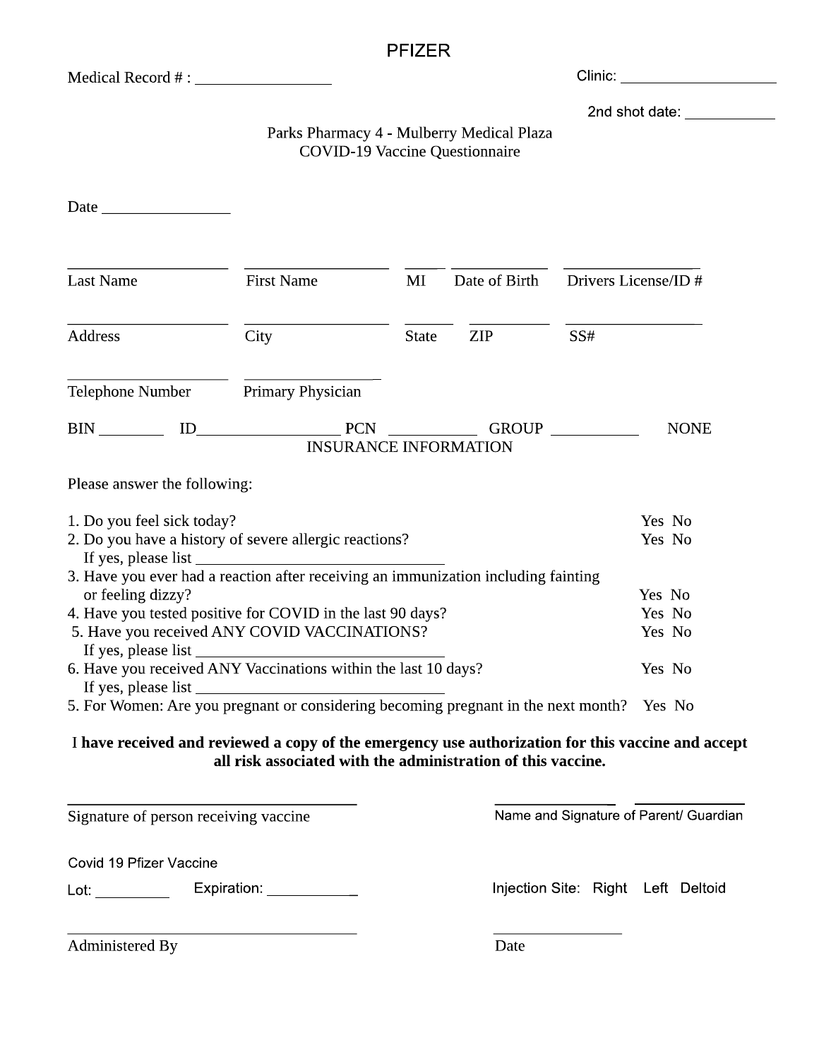# PFIZER

Medical Record # : ________________ Clinic: ____________________

2nd shot date: ___________

## Parks Pharmacy 4 - Mulberry Medical Plaza
## COVID-19 Vaccine Questionnaire

Date ________________

| ____________ | ____________ | ____ | ____________ | ____________ |
|---|---|---|---|---|
| Last Name | First Name | MI | Date of Birth | Drivers License/ID # |

| ____________ | ____________ | ____ | ____________ | ____________ |
|---|---|---|---|---|
| Address | City | State | ZIP | SS# |

| ____________ | ____________ |
|---|---|
| Telephone Number | Primary Physician |

BIN ________ ID________________ PCN __________ GROUP __________ NONE

INSURANCE INFORMATION

Please answer the following:

1. Do you feel sick today? Yes No
2. Do you have a history of severe allergic reactions? Yes No
   If yes, please list ________________________________
3. Have you ever had a reaction after receiving an immunization including fainting or feeling dizzy? Yes No
4. Have you tested positive for COVID in the last 90 days? Yes No
5. Have you received ANY COVID VACCINATIONS? Yes No
   If yes, please list ________________________________
6. Have you received ANY Vaccinations within the last 10 days? Yes No
   If yes, please list ________________________________
5. For Women: Are you pregnant or considering becoming pregnant in the next month? Yes No

**I have received and reviewed a copy of the emergency use authorization for this vaccine and accept all risk associated with the administration of this vaccine.**

________________________________ ______________ ______________

Signature of person receiving vaccine Name and Signature of Parent/ Guardian

Covid 19 Pfizer Vaccine

Lot: _________ Expiration: ___________ Injection Site: Right Left Deltoid

________________________________ ______________

Administered By Date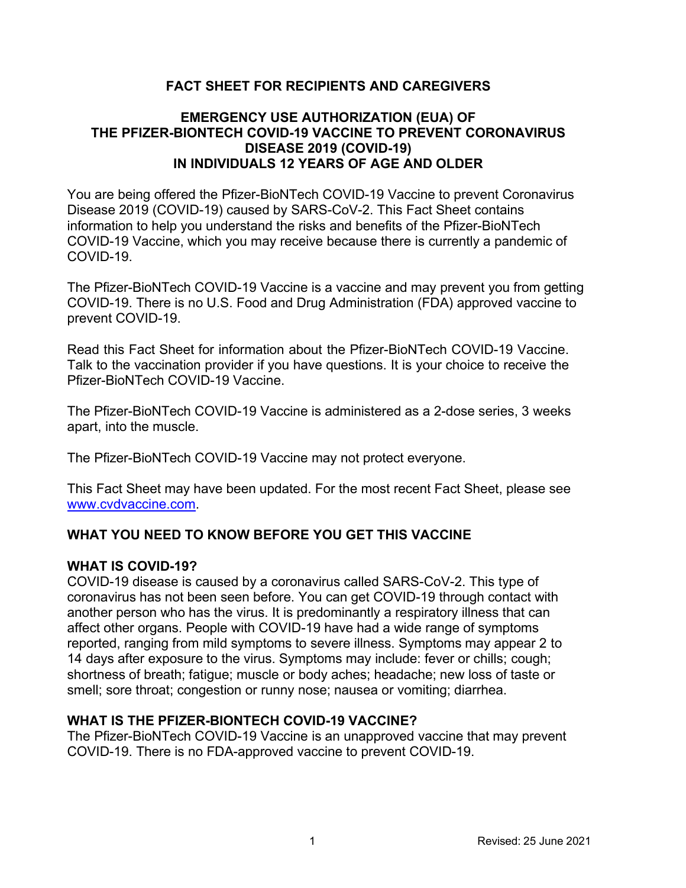# FACT SHEET FOR RECIPIENTS AND CAREGIVERS

## EMERGENCY USE AUTHORIZATION (EUA) OF THE PFIZER-BIONTECH COVID-19 VACCINE TO PREVENT CORONAVIRUS DISEASE 2019 (COVID-19) IN INDIVIDUALS 12 YEARS OF AGE AND OLDER

You are being offered the Pfizer-BioNTech COVID-19 Vaccine to prevent Coronavirus Disease 2019 (COVID-19) caused by SARS-CoV-2. This Fact Sheet contains information to help you understand the risks and benefits of the Pfizer-BioNTech COVID-19 Vaccine, which you may receive because there is currently a pandemic of COVID-19.

The Pfizer-BioNTech COVID-19 Vaccine is a vaccine and may prevent you from getting COVID-19. There is no U.S. Food and Drug Administration (FDA) approved vaccine to prevent COVID-19.

Read this Fact Sheet for information about the Pfizer-BioNTech COVID-19 Vaccine. Talk to the vaccination provider if you have questions. It is your choice to receive the Pfizer-BioNTech COVID-19 Vaccine.

The Pfizer-BioNTech COVID-19 Vaccine is administered as a 2-dose series, 3 weeks apart, into the muscle.

The Pfizer-BioNTech COVID-19 Vaccine may not protect everyone.

This Fact Sheet may have been updated. For the most recent Fact Sheet, please see www.cvdvaccine.com.

## WHAT YOU NEED TO KNOW BEFORE YOU GET THIS VACCINE

### WHAT IS COVID-19?

COVID-19 disease is caused by a coronavirus called SARS-CoV-2. This type of coronavirus has not been seen before. You can get COVID-19 through contact with another person who has the virus. It is predominantly a respiratory illness that can affect other organs. People with COVID-19 have had a wide range of symptoms reported, ranging from mild symptoms to severe illness. Symptoms may appear 2 to 14 days after exposure to the virus. Symptoms may include: fever or chills; cough; shortness of breath; fatigue; muscle or body aches; headache; new loss of taste or smell; sore throat; congestion or runny nose; nausea or vomiting; diarrhea.

### WHAT IS THE PFIZER-BIONTECH COVID-19 VACCINE?

The Pfizer-BioNTech COVID-19 Vaccine is an unapproved vaccine that may prevent COVID-19. There is no FDA-approved vaccine to prevent COVID-19.

Revised: 25 June 2021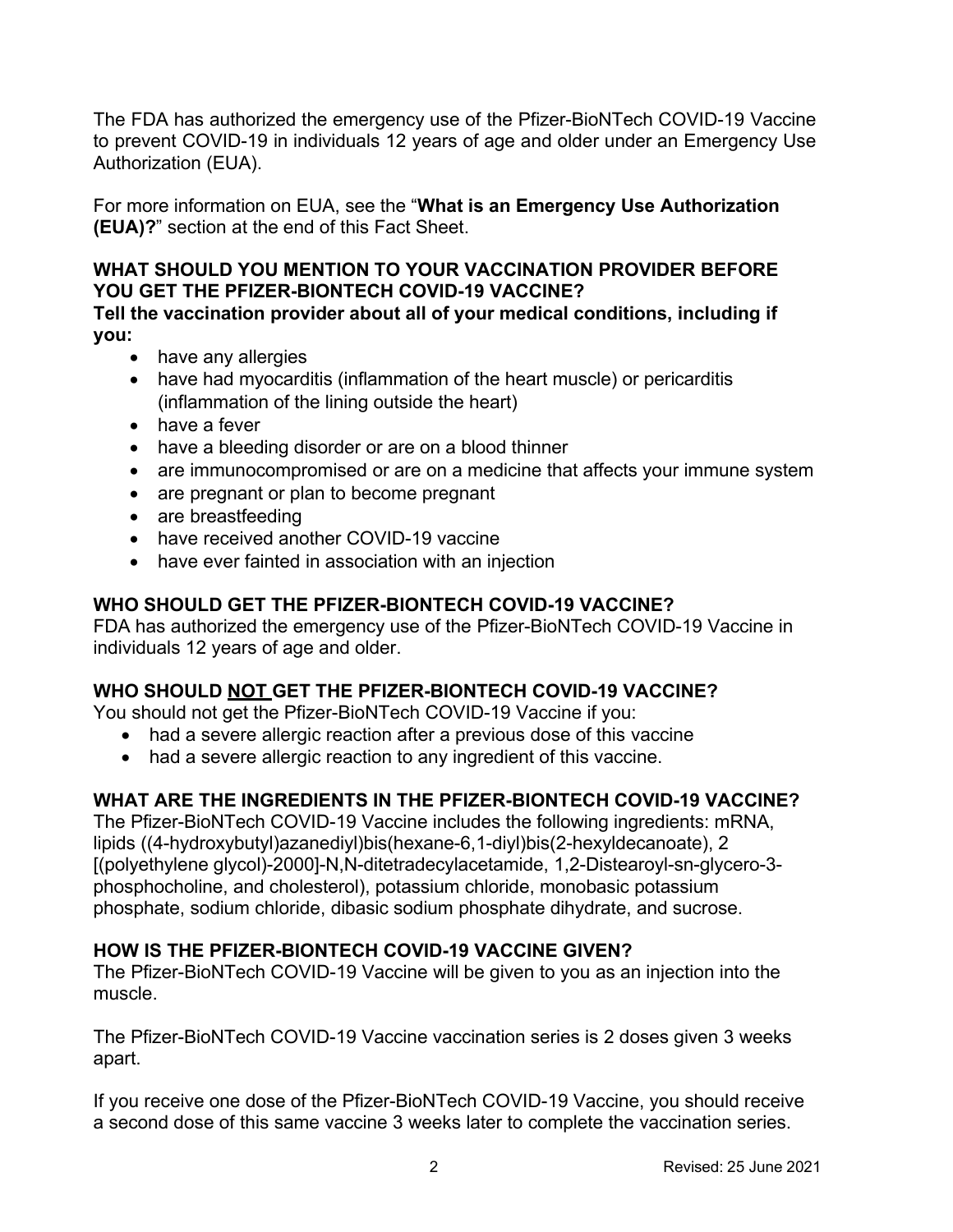The FDA has authorized the emergency use of the Pfizer-BioNTech COVID-19 Vaccine to prevent COVID-19 in individuals 12 years of age and older under an Emergency Use Authorization (EUA).

For more information on EUA, see the "**What is an Emergency Use Authorization (EUA)?**" section at the end of this Fact Sheet.

## WHAT SHOULD YOU MENTION TO YOUR VACCINATION PROVIDER BEFORE YOU GET THE PFIZER-BIONTECH COVID-19 VACCINE?

**Tell the vaccination provider about all of your medical conditions, including if you:**

- have any allergies
- have had myocarditis (inflammation of the heart muscle) or pericarditis (inflammation of the lining outside the heart)
- have a fever
- have a bleeding disorder or are on a blood thinner
- are immunocompromised or are on a medicine that affects your immune system
- are pregnant or plan to become pregnant
- are breastfeeding
- have received another COVID-19 vaccine
- have ever fainted in association with an injection

## WHO SHOULD GET THE PFIZER-BIONTECH COVID-19 VACCINE?

FDA has authorized the emergency use of the Pfizer-BioNTech COVID-19 Vaccine in individuals 12 years of age and older.

## WHO SHOULD NOT GET THE PFIZER-BIONTECH COVID-19 VACCINE?

You should not get the Pfizer-BioNTech COVID-19 Vaccine if you:

- had a severe allergic reaction after a previous dose of this vaccine
- had a severe allergic reaction to any ingredient of this vaccine.

## WHAT ARE THE INGREDIENTS IN THE PFIZER-BIONTECH COVID-19 VACCINE?

The Pfizer-BioNTech COVID-19 Vaccine includes the following ingredients: mRNA, lipids ((4-hydroxybutyl)azanediyl)bis(hexane-6,1-diyl)bis(2-hexyldecanoate), 2 [(polyethylene glycol)-2000]-N,N-ditetradecylacetamide, 1,2-Distearoyl-sn-glycero-3-phosphocholine, and cholesterol), potassium chloride, monobasic potassium phosphate, sodium chloride, dibasic sodium phosphate dihydrate, and sucrose.

## HOW IS THE PFIZER-BIONTECH COVID-19 VACCINE GIVEN?

The Pfizer-BioNTech COVID-19 Vaccine will be given to you as an injection into the muscle.

The Pfizer-BioNTech COVID-19 Vaccine vaccination series is 2 doses given 3 weeks apart.

If you receive one dose of the Pfizer-BioNTech COVID-19 Vaccine, you should receive a second dose of this same vaccine 3 weeks later to complete the vaccination series.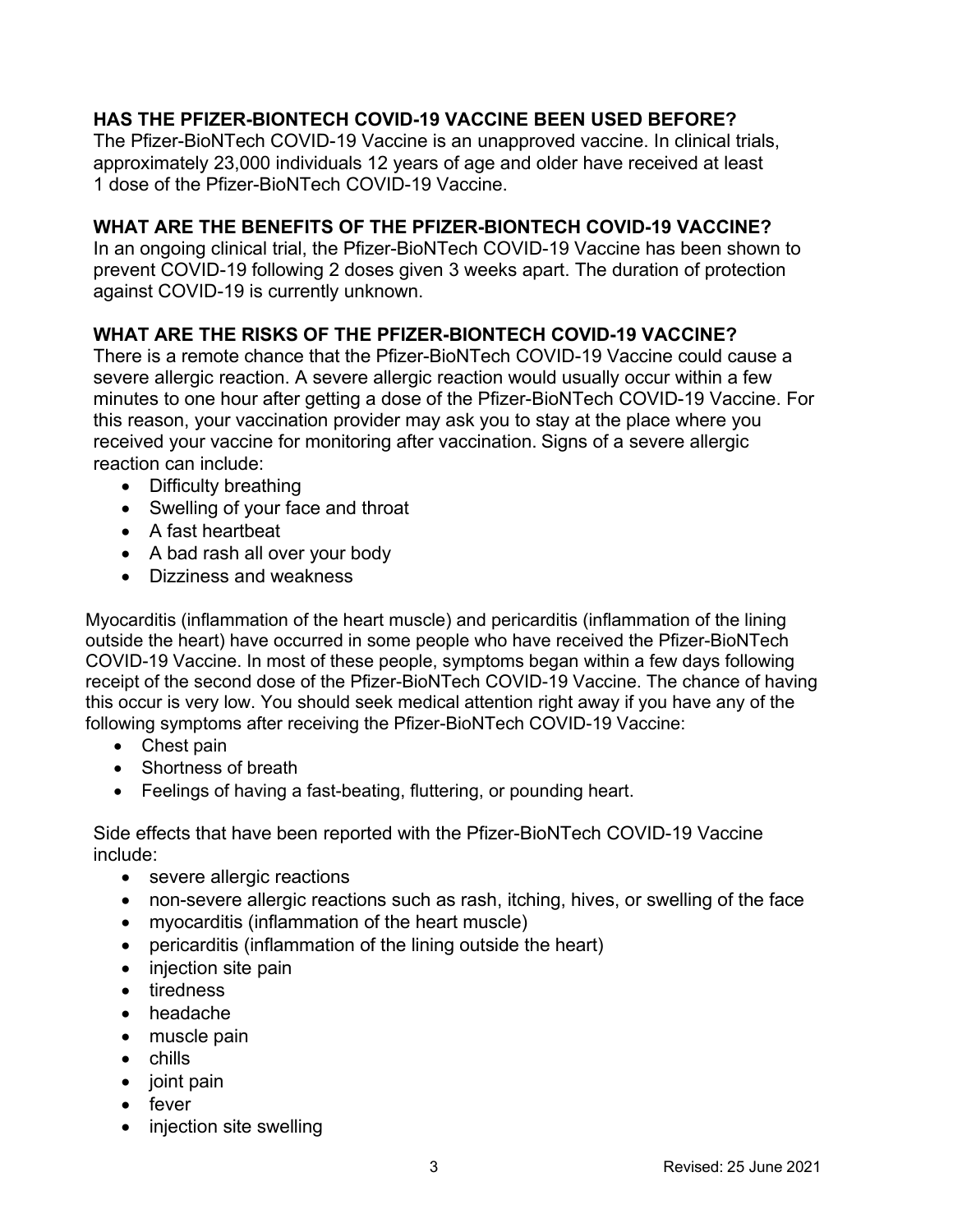## HAS THE PFIZER-BIONTECH COVID-19 VACCINE BEEN USED BEFORE?

The Pfizer-BioNTech COVID-19 Vaccine is an unapproved vaccine. In clinical trials, approximately 23,000 individuals 12 years of age and older have received at least 1 dose of the Pfizer-BioNTech COVID-19 Vaccine.

## WHAT ARE THE BENEFITS OF THE PFIZER-BIONTECH COVID-19 VACCINE?

In an ongoing clinical trial, the Pfizer-BioNTech COVID-19 Vaccine has been shown to prevent COVID-19 following 2 doses given 3 weeks apart. The duration of protection against COVID-19 is currently unknown.

## WHAT ARE THE RISKS OF THE PFIZER-BIONTECH COVID-19 VACCINE?

There is a remote chance that the Pfizer-BioNTech COVID-19 Vaccine could cause a severe allergic reaction. A severe allergic reaction would usually occur within a few minutes to one hour after getting a dose of the Pfizer-BioNTech COVID-19 Vaccine. For this reason, your vaccination provider may ask you to stay at the place where you received your vaccine for monitoring after vaccination. Signs of a severe allergic reaction can include:

- Difficulty breathing
- Swelling of your face and throat
- A fast heartbeat
- A bad rash all over your body
- Dizziness and weakness

Myocarditis (inflammation of the heart muscle) and pericarditis (inflammation of the lining outside the heart) have occurred in some people who have received the Pfizer-BioNTech COVID-19 Vaccine. In most of these people, symptoms began within a few days following receipt of the second dose of the Pfizer-BioNTech COVID-19 Vaccine. The chance of having this occur is very low. You should seek medical attention right away if you have any of the following symptoms after receiving the Pfizer-BioNTech COVID-19 Vaccine:

- Chest pain
- Shortness of breath
- Feelings of having a fast-beating, fluttering, or pounding heart.

Side effects that have been reported with the Pfizer-BioNTech COVID-19 Vaccine include:

- severe allergic reactions
- non-severe allergic reactions such as rash, itching, hives, or swelling of the face
- myocarditis (inflammation of the heart muscle)
- pericarditis (inflammation of the lining outside the heart)
- injection site pain
- tiredness
- headache
- muscle pain
- chills
- joint pain
- fever
- injection site swelling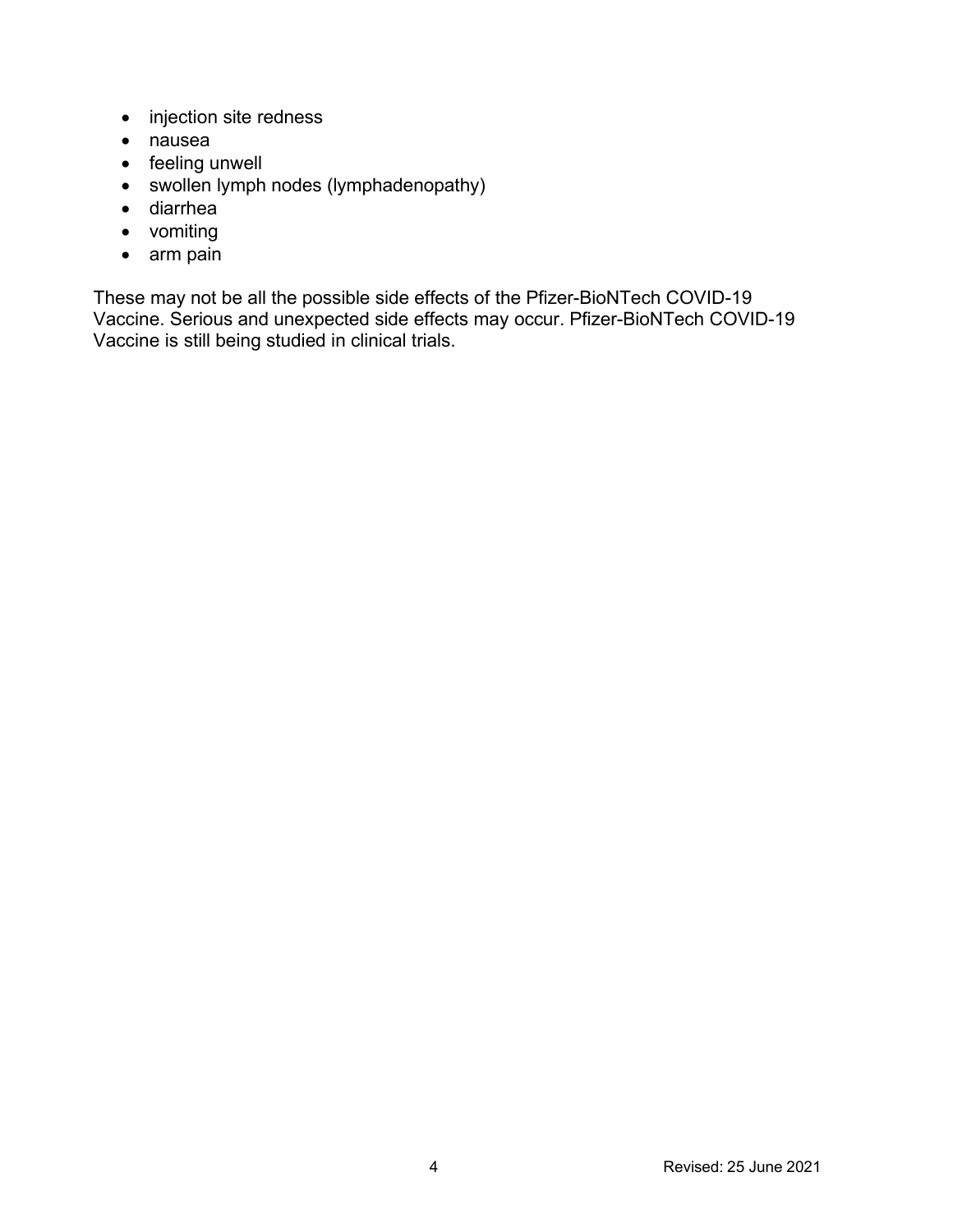- injection site redness
- nausea
- feeling unwell
- swollen lymph nodes (lymphadenopathy)
- diarrhea
- vomiting
- arm pain

These may not be all the possible side effects of the Pfizer-BioNTech COVID-19 Vaccine. Serious and unexpected side effects may occur. Pfizer-BioNTech COVID-19 Vaccine is still being studied in clinical trials.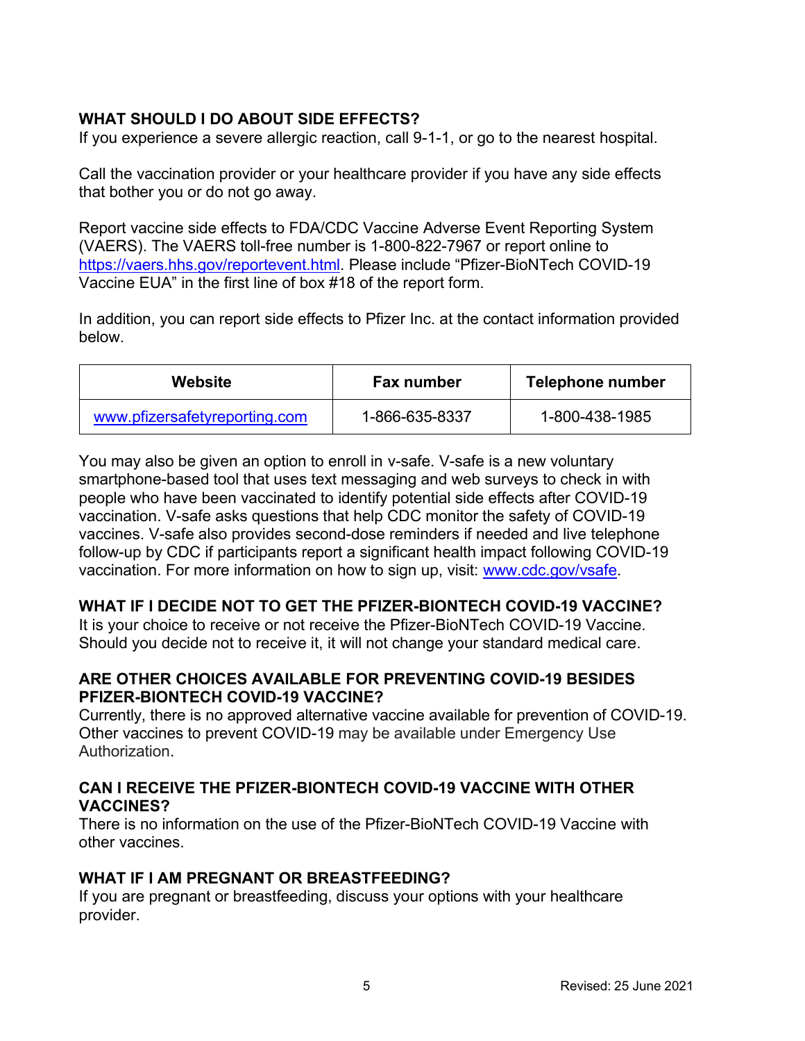## WHAT SHOULD I DO ABOUT SIDE EFFECTS?

If you experience a severe allergic reaction, call 9-1-1, or go to the nearest hospital.

Call the vaccination provider or your healthcare provider if you have any side effects that bother you or do not go away.

Report vaccine side effects to FDA/CDC Vaccine Adverse Event Reporting System (VAERS). The VAERS toll-free number is 1-800-822-7967 or report online to https://vaers.hhs.gov/reportevent.html. Please include "Pfizer-BioNTech COVID-19 Vaccine EUA" in the first line of box #18 of the report form.

In addition, you can report side effects to Pfizer Inc. at the contact information provided below.

| Website | Fax number | Telephone number |
| --- | --- | --- |
| www.pfizersafetyreporting.com | 1-866-635-8337 | 1-800-438-1985 |

You may also be given an option to enroll in v-safe. V-safe is a new voluntary smartphone-based tool that uses text messaging and web surveys to check in with people who have been vaccinated to identify potential side effects after COVID-19 vaccination. V-safe asks questions that help CDC monitor the safety of COVID-19 vaccines. V-safe also provides second-dose reminders if needed and live telephone follow-up by CDC if participants report a significant health impact following COVID-19 vaccination. For more information on how to sign up, visit: www.cdc.gov/vsafe.

## WHAT IF I DECIDE NOT TO GET THE PFIZER-BIONTECH COVID-19 VACCINE?

It is your choice to receive or not receive the Pfizer-BioNTech COVID-19 Vaccine. Should you decide not to receive it, it will not change your standard medical care.

## ARE OTHER CHOICES AVAILABLE FOR PREVENTING COVID-19 BESIDES PFIZER-BIONTECH COVID-19 VACCINE?

Currently, there is no approved alternative vaccine available for prevention of COVID-19. Other vaccines to prevent COVID-19 may be available under Emergency Use Authorization.

## CAN I RECEIVE THE PFIZER-BIONTECH COVID-19 VACCINE WITH OTHER VACCINES?

There is no information on the use of the Pfizer-BioNTech COVID-19 Vaccine with other vaccines.

## WHAT IF I AM PREGNANT OR BREASTFEEDING?

If you are pregnant or breastfeeding, discuss your options with your healthcare provider.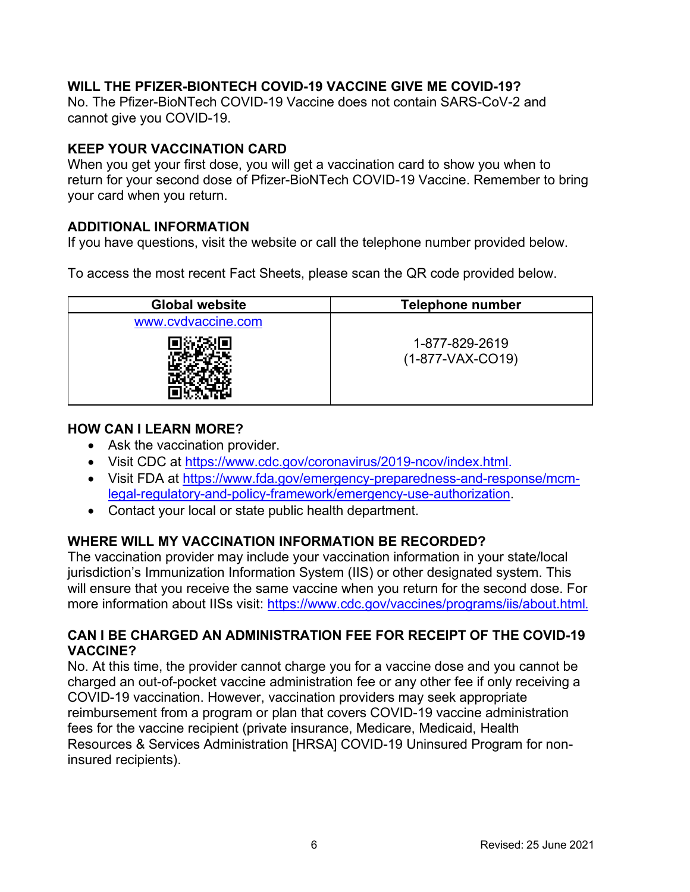## WILL THE PFIZER-BIONTECH COVID-19 VACCINE GIVE ME COVID-19?

No. The Pfizer-BioNTech COVID-19 Vaccine does not contain SARS-CoV-2 and cannot give you COVID-19.

## KEEP YOUR VACCINATION CARD

When you get your first dose, you will get a vaccination card to show you when to return for your second dose of Pfizer-BioNTech COVID-19 Vaccine. Remember to bring your card when you return.

## ADDITIONAL INFORMATION

If you have questions, visit the website or call the telephone number provided below.

To access the most recent Fact Sheets, please scan the QR code provided below.

| Global website | Telephone number |
|---|---|
| www.cvdvaccine.com | 1-877-829-2619 (1-877-VAX-CO19) |

## HOW CAN I LEARN MORE?

- Ask the vaccination provider.
- Visit CDC at https://www.cdc.gov/coronavirus/2019-ncov/index.html.
- Visit FDA at https://www.fda.gov/emergency-preparedness-and-response/mcm-legal-regulatory-and-policy-framework/emergency-use-authorization.
- Contact your local or state public health department.

## WHERE WILL MY VACCINATION INFORMATION BE RECORDED?

The vaccination provider may include your vaccination information in your state/local jurisdiction's Immunization Information System (IIS) or other designated system. This will ensure that you receive the same vaccine when you return for the second dose. For more information about IISs visit: https://www.cdc.gov/vaccines/programs/iis/about.html.

## CAN I BE CHARGED AN ADMINISTRATION FEE FOR RECEIPT OF THE COVID-19 VACCINE?

No. At this time, the provider cannot charge you for a vaccine dose and you cannot be charged an out-of-pocket vaccine administration fee or any other fee if only receiving a COVID-19 vaccination. However, vaccination providers may seek appropriate reimbursement from a program or plan that covers COVID-19 vaccine administration fees for the vaccine recipient (private insurance, Medicare, Medicaid, Health Resources & Services Administration [HRSA] COVID-19 Uninsured Program for non-insured recipients).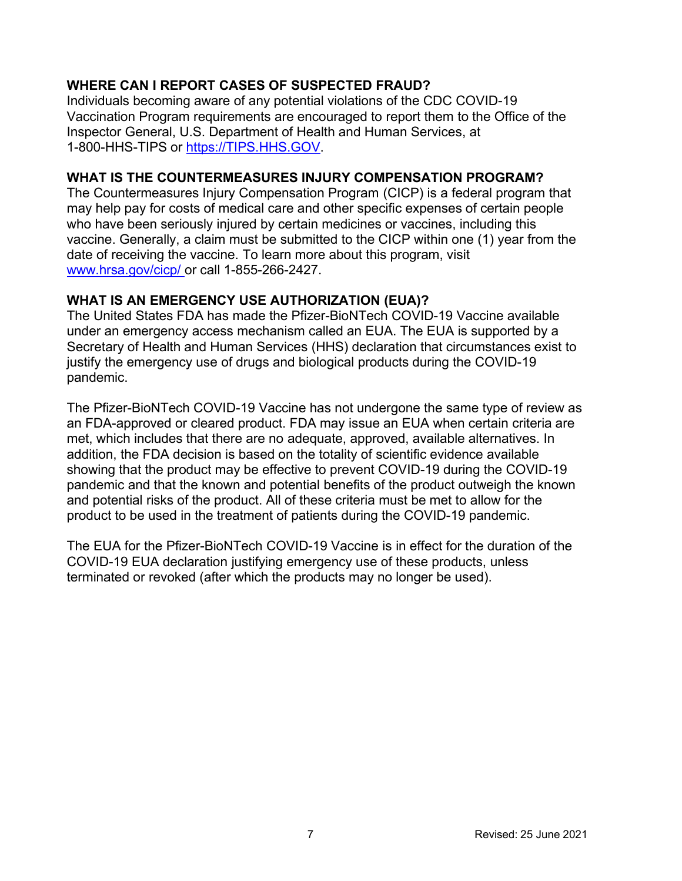## WHERE CAN I REPORT CASES OF SUSPECTED FRAUD?

Individuals becoming aware of any potential violations of the CDC COVID-19 Vaccination Program requirements are encouraged to report them to the Office of the Inspector General, U.S. Department of Health and Human Services, at 1-800-HHS-TIPS or https://TIPS.HHS.GOV.

## WHAT IS THE COUNTERMEASURES INJURY COMPENSATION PROGRAM?

The Countermeasures Injury Compensation Program (CICP) is a federal program that may help pay for costs of medical care and other specific expenses of certain people who have been seriously injured by certain medicines or vaccines, including this vaccine. Generally, a claim must be submitted to the CICP within one (1) year from the date of receiving the vaccine. To learn more about this program, visit www.hrsa.gov/cicp/ or call 1-855-266-2427.

## WHAT IS AN EMERGENCY USE AUTHORIZATION (EUA)?

The United States FDA has made the Pfizer-BioNTech COVID-19 Vaccine available under an emergency access mechanism called an EUA. The EUA is supported by a Secretary of Health and Human Services (HHS) declaration that circumstances exist to justify the emergency use of drugs and biological products during the COVID-19 pandemic.

The Pfizer-BioNTech COVID-19 Vaccine has not undergone the same type of review as an FDA-approved or cleared product. FDA may issue an EUA when certain criteria are met, which includes that there are no adequate, approved, available alternatives. In addition, the FDA decision is based on the totality of scientific evidence available showing that the product may be effective to prevent COVID-19 during the COVID-19 pandemic and that the known and potential benefits of the product outweigh the known and potential risks of the product. All of these criteria must be met to allow for the product to be used in the treatment of patients during the COVID-19 pandemic.

The EUA for the Pfizer-BioNTech COVID-19 Vaccine is in effect for the duration of the COVID-19 EUA declaration justifying emergency use of these products, unless terminated or revoked (after which the products may no longer be used).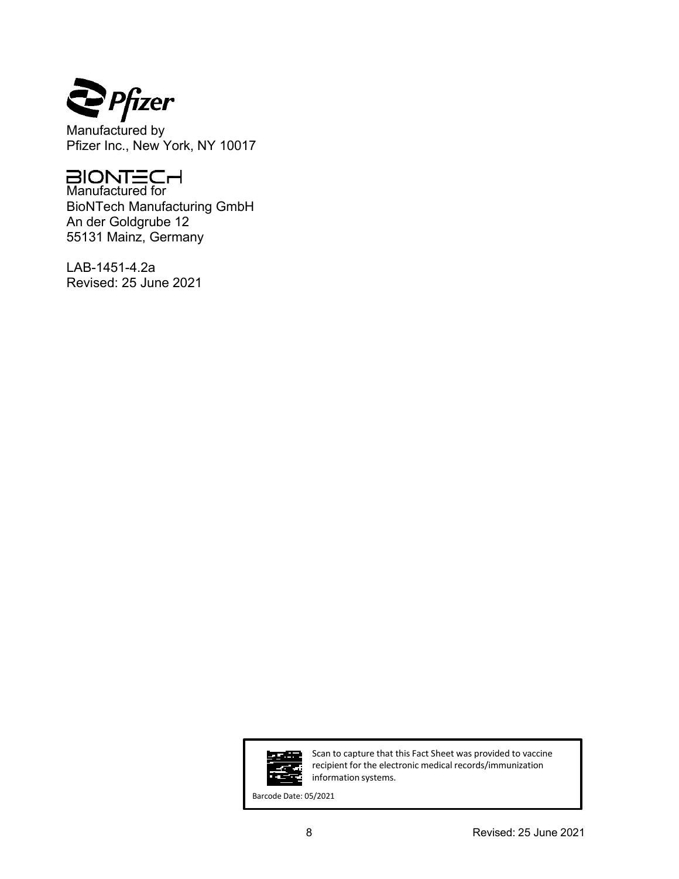Pfizer

Manufactured by
Pfizer Inc., New York, NY 10017

BIONTECH

Manufactured for
BioNTech Manufacturing GmbH
An der Goldgrube 12
55131 Mainz, Germany

LAB-1451-4.2a
Revised: 25 June 2021

Scan to capture that this Fact Sheet was provided to vaccine recipient for the electronic medical records/immunization information systems.

Barcode Date: 05/2021